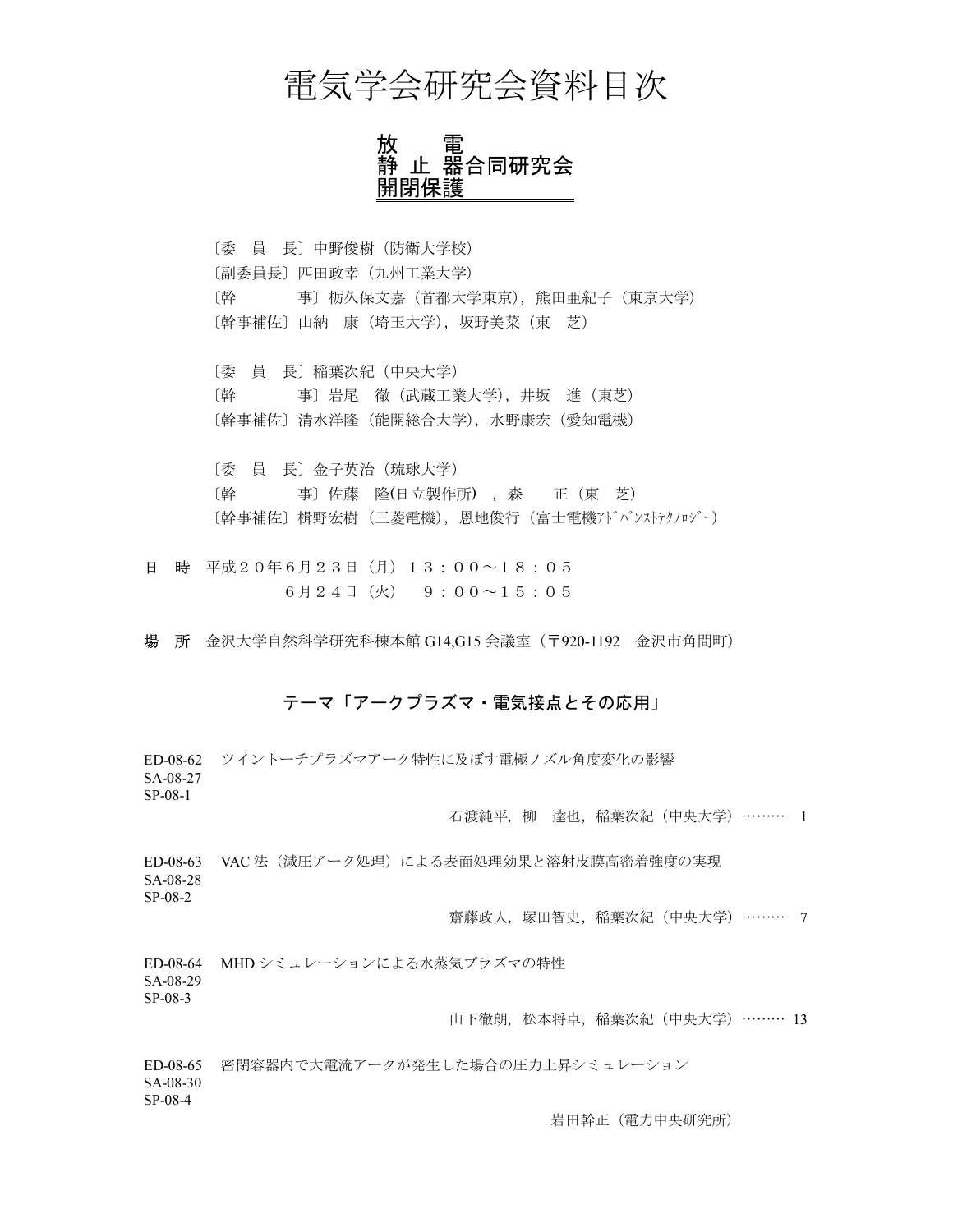# 電気学会研究会資料目次

## 放　電
## 静 止 器合同研究会
## 開閉保護

〔委　員　長〕中野俊樹（防衛大学校）
〔副委員長〕匹田政幸（九州工業大学）
〔幹　　　事〕栃久保文嘉（首都大学東京），熊田亜紀子（東京大学）
〔幹事補佐〕山納　康（埼玉大学），坂野美菜（東　芝）

〔委　員　長〕稲葉次紀（中央大学）
〔幹　　　事〕岩尾　徹（武蔵工業大学），井坂　進（東芝）
〔幹事補佐〕清水洋隆（能開総合大学），水野康宏（愛知電機）

〔委　員　長〕金子英治（琉球大学）
〔幹　　　事〕佐藤　隆(日立製作所)　，森　　正（東　芝）
〔幹事補佐〕椙野宏樹（三菱電機），恩地俊行（富士電機ｱﾄﾞﾊﾞﾝｽﾄﾃｸﾉﾛｼﾞｰ)

**日　時**　平成２０年６月２３日（月）１３：００～１８：０５
　　　　　　６月２４日（火）　９：００～１５：０５

**場　所**　金沢大学自然科学研究科棟本館 G14,G15 会議室（〒920-1192　金沢市角間町）

### テーマ「アークプラズマ・電気接点とその応用」

ED-08-62　ツイントーチプラズマアーク特性に及ぼす電極ノズル角度変化の影響
SA-08-27
SP-08-1
石渡純平，柳　達也，稲葉次紀（中央大学）……… 1

ED-08-63　VAC 法（減圧アーク処理）による表面処理効果と溶射皮膜高密着強度の実現
SA-08-28
SP-08-2
齋藤政人，塚田智史，稲葉次紀（中央大学）……… 7

ED-08-64　MHD シミュレーションによる水蒸気プラズマの特性
SA-08-29
SP-08-3
山下徹朗，松本将卓，稲葉次紀（中央大学）……… 13

ED-08-65　密閉容器内で大電流アークが発生した場合の圧力上昇シミュレーション
SA-08-30
SP-08-4
岩田幹正（電力中央研究所）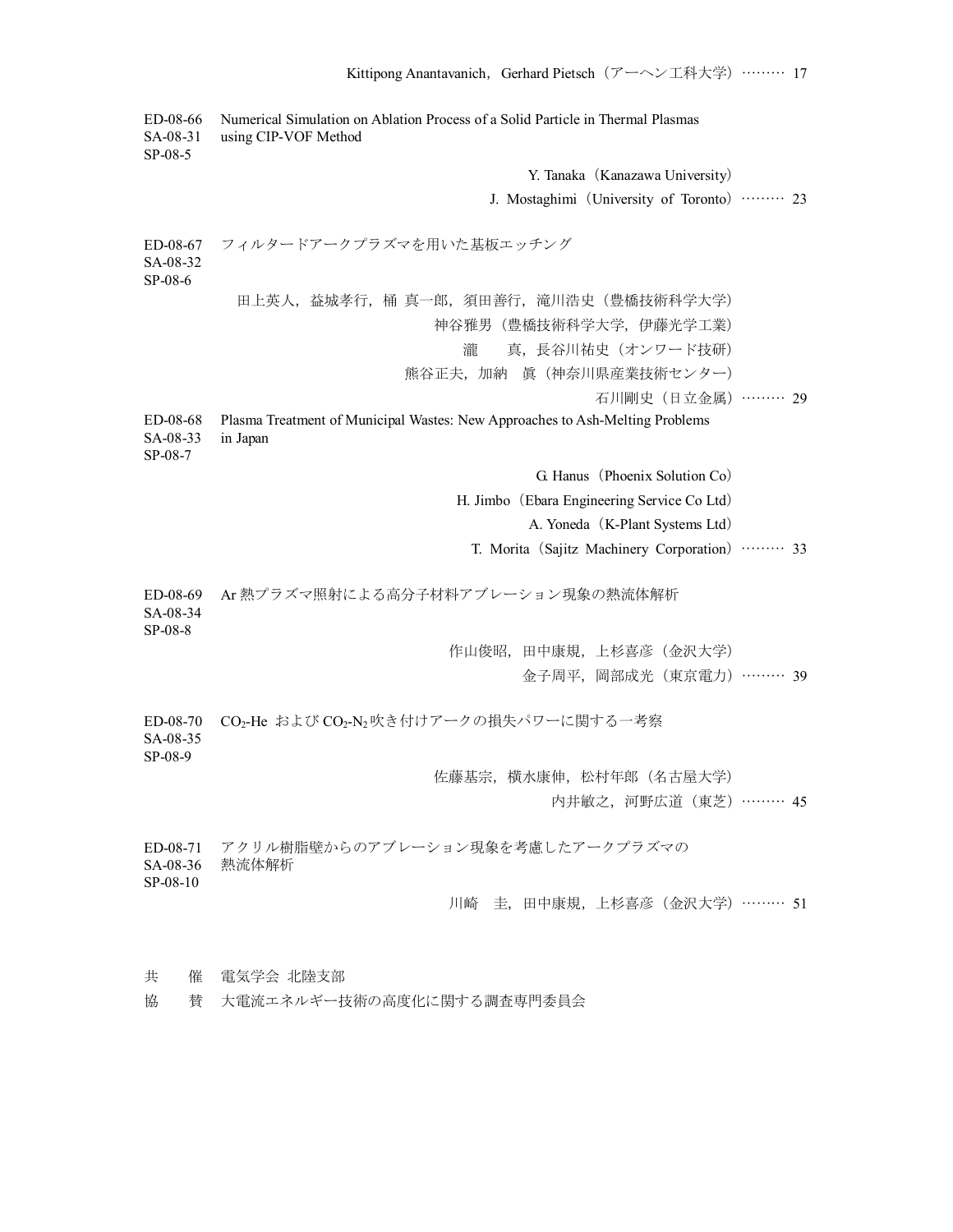Kittipong Anantavanich，Gerhard Pietsch（アーヘン工科大学）……… 17

ED-08-66
SA-08-31
SP-08-5
Numerical Simulation on Ablation Process of a Solid Particle in Thermal Plasmas using CIP-VOF Method

Y. Tanaka（Kanazawa University）
J. Mostaghimi（University of Toronto）……… 23

ED-08-67
SA-08-32
SP-08-6
フィルタードアークプラズマを用いた基板エッチング

田上英人，益城孝行，桶 真一郎，須田善行，滝川浩史（豊橋技術科学大学）
神谷雅男（豊橋技術科学大学，伊藤光学工業）
瀧　　真，長谷川祐史（オンワード技研）
熊谷正夫，加納　眞（神奈川県産業技術センター）
石川剛史（日立金属）……… 29

ED-08-68
SA-08-33
SP-08-7
Plasma Treatment of Municipal Wastes: New Approaches to Ash-Melting Problems in Japan

G. Hanus（Phoenix Solution Co）
H. Jimbo（Ebara Engineering Service Co Ltd）
A. Yoneda（K-Plant Systems Ltd）
T. Morita（Sajitz Machinery Corporation）……… 33

ED-08-69
SA-08-34
SP-08-8
Ar 熱プラズマ照射による高分子材料アブレーション現象の熱流体解析

作山俊昭，田中康規，上杉喜彦（金沢大学）
金子周平，岡部成光（東京電力）……… 39

ED-08-70
SA-08-35
SP-08-9
$CO_2$-He および $CO_2$-$N_2$ 吹き付けアークの損失パワーに関する一考察

佐藤基宗，横水康伸，松村年郎（名古屋大学）
内井敏之，河野広道（東芝）……… 45

ED-08-71
SA-08-36
SP-08-10
アクリル樹脂壁からのアブレーション現象を考慮したアークプラズマの熱流体解析

川崎　圭，田中康規，上杉喜彦（金沢大学）……… 51

共　　催　電気学会 北陸支部
協　　賛　大電流エネルギー技術の高度化に関する調査専門委員会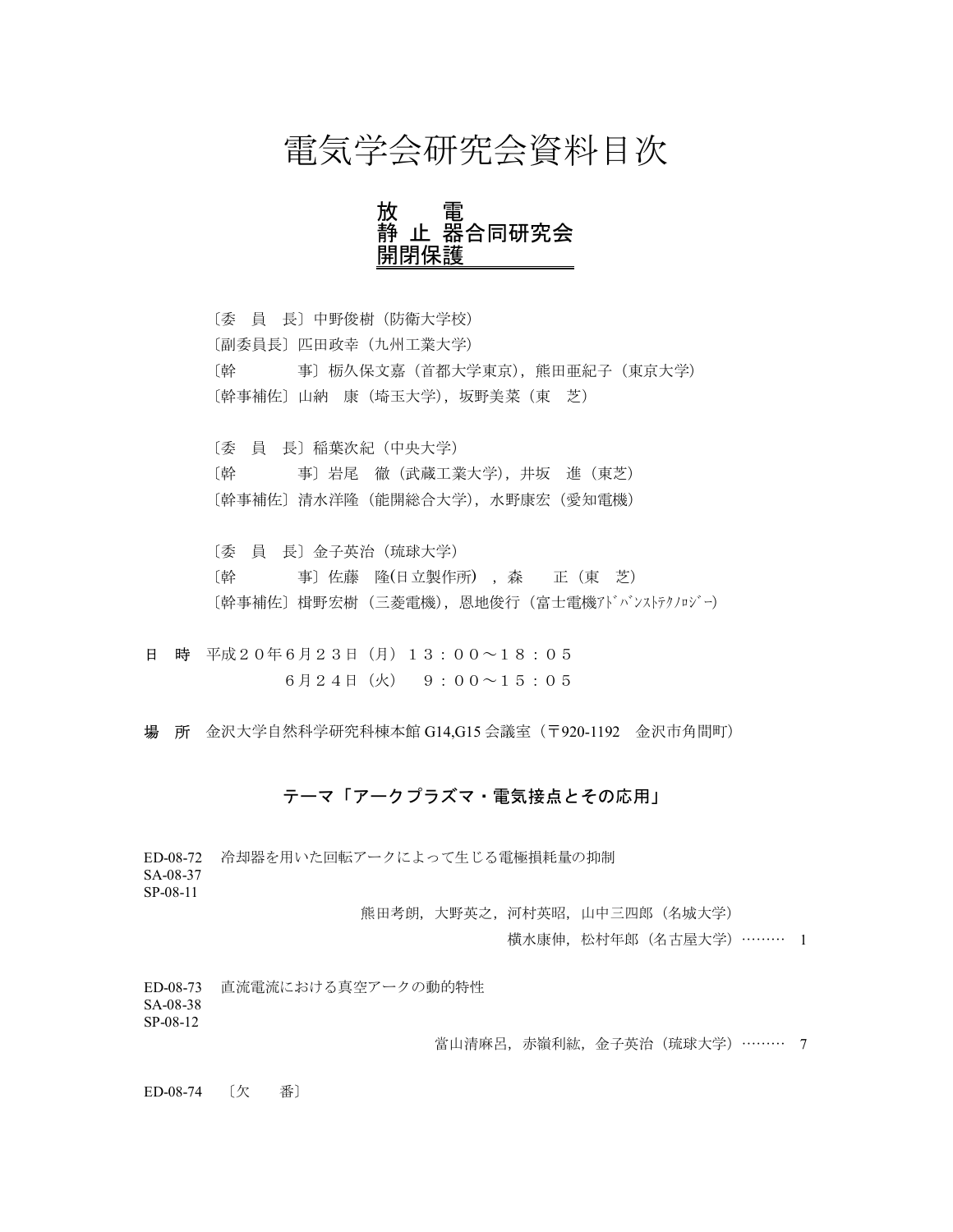# 電気学会研究会資料目次

## 放　電
## 静 止 器合同研究会
## 開閉保護

〔委　員　長〕中野俊樹（防衛大学校）
〔副委員長〕匹田政幸（九州工業大学）
〔幹　　　事〕栃久保文嘉（首都大学東京），熊田亜紀子（東京大学）
〔幹事補佐〕山納　康（埼玉大学），坂野美菜（東　芝）

〔委　員　長〕稲葉次紀（中央大学）
〔幹　　　事〕岩尾　徹（武蔵工業大学），井坂　進（東芝）
〔幹事補佐〕清水洋隆（能開総合大学），水野康宏（愛知電機）

〔委　員　長〕金子英治（琉球大学）
〔幹　　　事〕佐藤　隆(日立製作所)　，森　　正（東　芝）
〔幹事補佐〕椙野宏樹（三菱電機），恩地俊行（富士電機ｱﾄﾞﾊﾞﾝｽﾄﾃｸﾉﾛｼﾞｰ）

**日　時**　平成２０年６月２３日（月）１３：００～１８：０５
　　　　　　６月２４日（火）　９：００～１５：０５

**場　所**　金沢大学自然科学研究科棟本館 G14,G15 会議室（〒920-1192　金沢市角間町）

### テーマ「アークプラズマ・電気接点とその応用」

ED-08-72　冷却器を用いた回転アークによって生じる電極損耗量の抑制
SA-08-37
SP-08-11
熊田考朗，大野英之，河村英昭，山中三四郎（名城大学）
横水康伸，松村年郎（名古屋大学）……… 1

ED-08-73　直流電流における真空アークの動的特性
SA-08-38
SP-08-12
當山清麻呂，赤嶺利紘，金子英治（琉球大学）……… 7

ED-08-74　〔欠　　番〕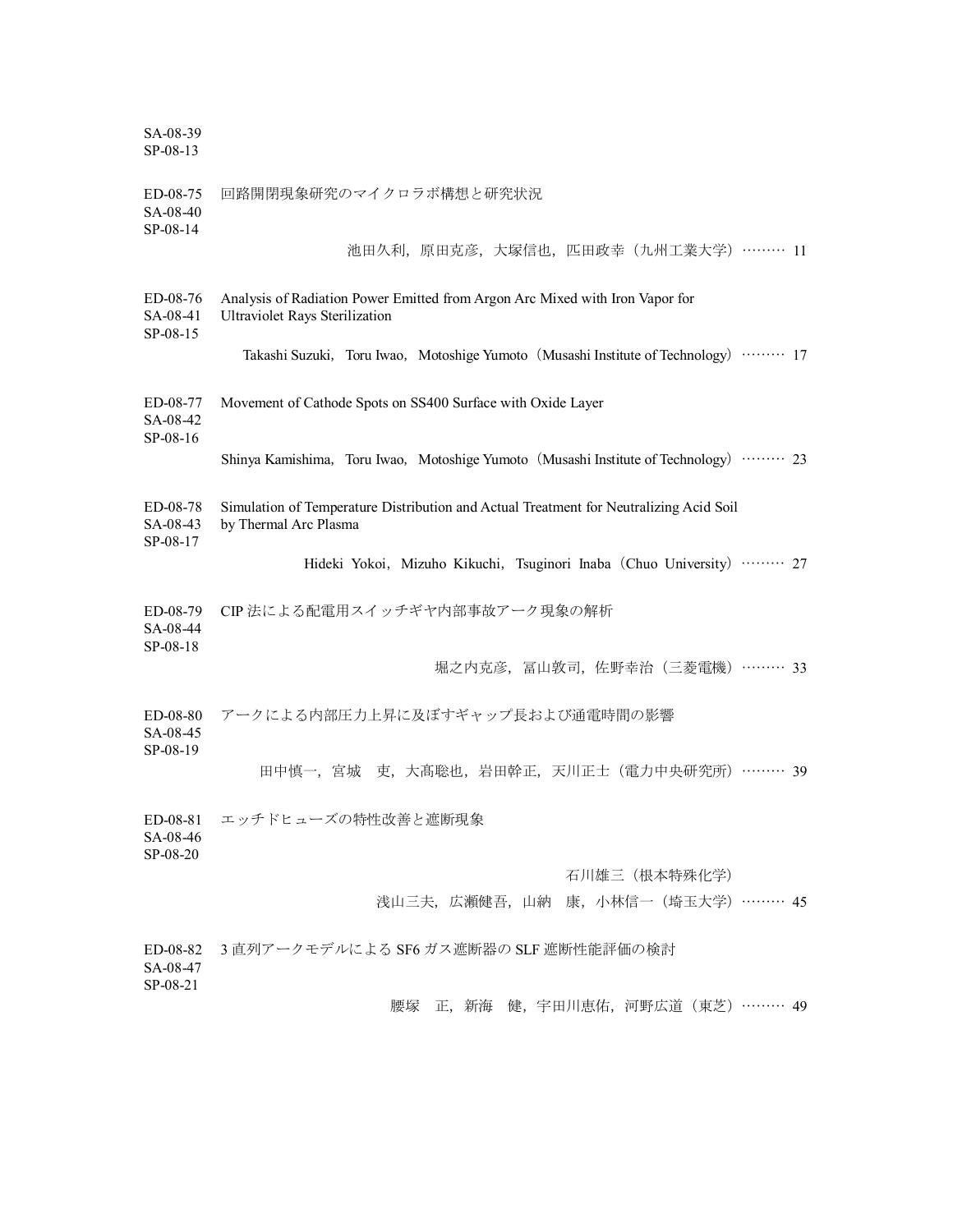SA-08-39
SP-08-13

ED-08-75 回路開閉現象研究のマイクロラボ構想と研究状況
SA-08-40
SP-08-14

池田久利，原田克彦，大塚信也，匹田政幸（九州工業大学）……… 11

ED-08-76 Analysis of Radiation Power Emitted from Argon Arc Mixed with Iron Vapor for Ultraviolet Rays Sterilization
SA-08-41
SP-08-15

Takashi Suzuki，Toru Iwao，Motoshige Yumoto（Musashi Institute of Technology）……… 17

ED-08-77 Movement of Cathode Spots on SS400 Surface with Oxide Layer
SA-08-42
SP-08-16

Shinya Kamishima，Toru Iwao，Motoshige Yumoto（Musashi Institute of Technology）……… 23

ED-08-78 Simulation of Temperature Distribution and Actual Treatment for Neutralizing Acid Soil by Thermal Arc Plasma
SA-08-43
SP-08-17

Hideki Yokoi，Mizuho Kikuchi，Tsuginori Inaba（Chuo University）……… 27

ED-08-79 CIP 法による配電用スイッチギヤ内部事故アーク現象の解析
SA-08-44
SP-08-18

堀之内克彦，冨山敦司，佐野幸治（三菱電機）……… 33

ED-08-80 アークによる内部圧力上昇に及ぼすギャップ長および通電時間の影響
SA-08-45
SP-08-19

田中慎一，宮城　吏，大髙聡也，岩田幹正，天川正士（電力中央研究所）……… 39

ED-08-81 エッチドヒューズの特性改善と遮断現象
SA-08-46
SP-08-20

石川雄三（根本特殊化学）

浅山三夫，広瀬健吾，山納　康，小林信一（埼玉大学）……… 45

ED-08-82 3 直列アークモデルによる SF6 ガス遮断器の SLF 遮断性能評価の検討
SA-08-47
SP-08-21

腰塚　正，新海　健，宇田川恵佑，河野広道（東芝）……… 49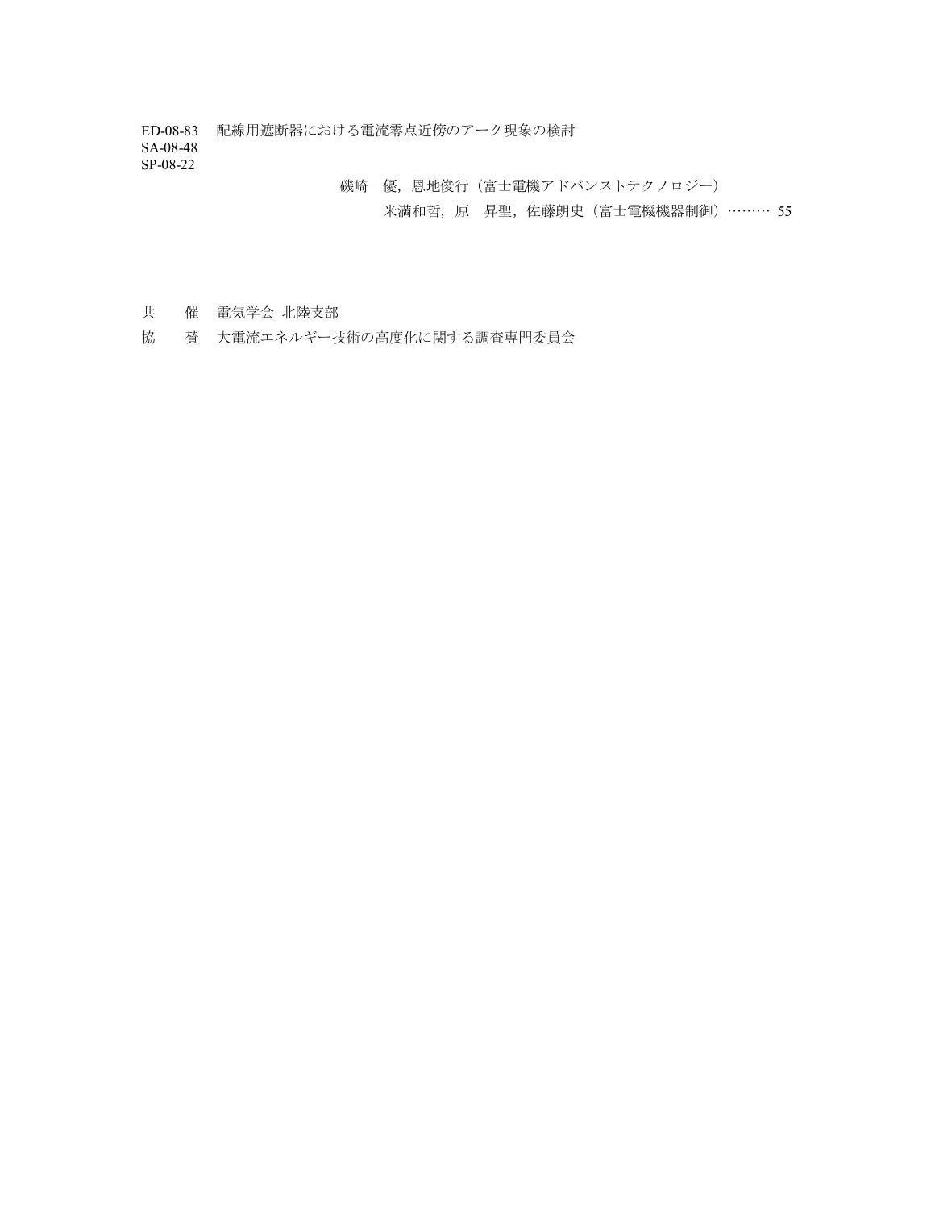ED-08-83　配線用遮断器における電流零点近傍のアーク現象の検討
SA-08-48
SP-08-22

磯崎　優，恩地俊行（富士電機アドバンストテクノロジー）
米満和哲，原　昇聖，佐藤朗史（富士電機機器制御）……… 55

共　　催　電気学会 北陸支部

協　　賛　大電流エネルギー技術の高度化に関する調査専門委員会